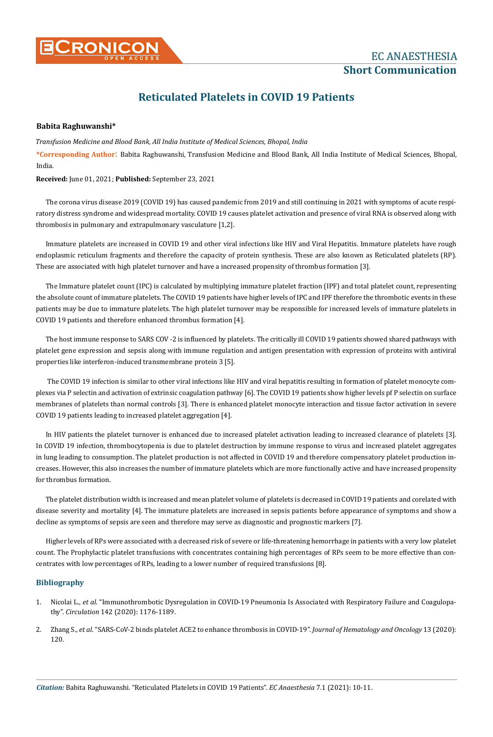# Reticulated Platelets in COVID 19 Patients

**Babita Raghuwanshi***

*Transfusion Medicine and Blood Bank, All India Institute of Medical Sciences, Bhopal, India*

**\*Corresponding Author**: Babita Raghuwanshi, Transfusion Medicine and Blood Bank, All India Institute of Medical Sciences, Bhopal, India.

**Received:** June 01, 2021; **Published:** September 23, 2021

The corona virus disease 2019 (COVID 19) has caused pandemic from 2019 and still continuing in 2021 with symptoms of acute respiratory distress syndrome and widespread mortality. COVID 19 causes platelet activation and presence of viral RNA is observed along with thrombosis in pulmonary and extrapulmonary vasculature [1,2].

Immature platelets are increased in COVID 19 and other viral infections like HIV and Viral Hepatitis. Immature platelets have rough endoplasmic reticulum fragments and therefore the capacity of protein synthesis. These are also known as Reticulated platelets (RP). These are associated with high platelet turnover and have a increased propensity of thrombus formation [3].

The Immature platelet count (IPC) is calculated by multiplying immature platelet fraction (IPF) and total platelet count, representing the absolute count of immature platelets. The COVID 19 patients have higher levels of IPC and IPF therefore the thrombotic events in these patients may be due to immature platelets. The high platelet turnover may be responsible for increased levels of immature platelets in COVID 19 patients and therefore enhanced thrombus formation [4].

The host immune response to SARS COV -2 is influenced by platelets. The critically ill COVID 19 patients showed shared pathways with platelet gene expression and sepsis along with immune regulation and antigen presentation with expression of proteins with antiviral properties like interferon-induced transmembrane protein 3 [5].

The COVID 19 infection is similar to other viral infections like HIV and viral hepatitis resulting in formation of platelet monocyte complexes via P selectin and activation of extrinsic coagulation pathway [6]. The COVID 19 patients show higher levels pf P selectin on surface membranes of platelets than normal controls [3]. There is enhanced platelet monocyte interaction and tissue factor activation in severe COVID 19 patients leading to increased platelet aggregation [4].

In HIV patients the platelet turnover is enhanced due to increased platelet activation leading to increased clearance of platelets [3]. In COVID 19 infection, thrombocytopenia is due to platelet destruction by immune response to virus and increased platelet aggregates in lung leading to consumption. The platelet production is not affected in COVID 19 and therefore compensatory platelet production increases. However, this also increases the number of immature platelets which are more functionally active and have increased propensity for thrombus formation.

The platelet distribution width is increased and mean platelet volume of platelets is decreased in COVID 19 patients and corelated with disease severity and mortality [4]. The immature platelets are increased in sepsis patients before appearance of symptoms and show a decline as symptoms of sepsis are seen and therefore may serve as diagnostic and prognostic markers [7].

Higher levels of RPs were associated with a decreased risk of severe or life-threatening hemorrhage in patients with a very low platelet count. The Prophylactic platelet transfusions with concentrates containing high percentages of RPs seem to be more effective than concentrates with low percentages of RPs, leading to a lower number of required transfusions [8].

## Bibliography

1. Nicolai L., *et al*. "Immunothrombotic Dysregulation in COVID-19 Pneumonia Is Associated with Respiratory Failure and Coagulopathy". *Circulation* 142 (2020): 1176-1189.
2. Zhang S., *et al*. "SARS-CoV-2 binds platelet ACE2 to enhance thrombosis in COVID-19". *Journal of Hematology and Oncology* 13 (2020): 120.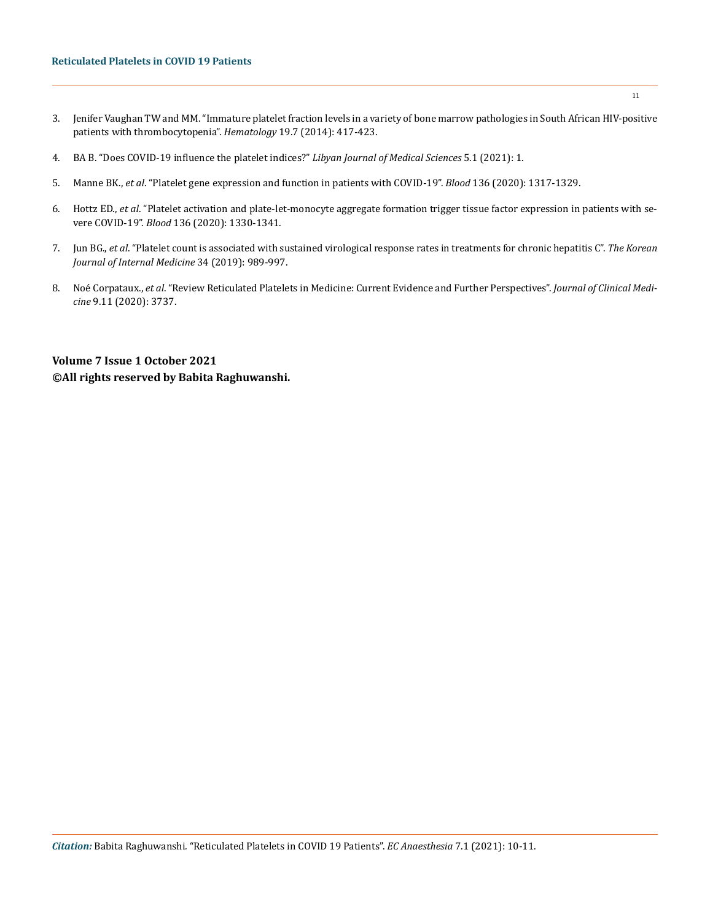3. Jenifer Vaughan TW and MM. "Immature platelet fraction levels in a variety of bone marrow pathologies in South African HIV-positive patients with thrombocytopenia". *Hematology* 19.7 (2014): 417-423.

4. BA B. "Does COVID-19 influence the platelet indices?" *Libyan Journal of Medical Sciences* 5.1 (2021): 1.

5. Manne BK., *et al*. "Platelet gene expression and function in patients with COVID-19". *Blood* 136 (2020): 1317-1329.

6. Hottz ED., *et al*. "Platelet activation and plate-let-monocyte aggregate formation trigger tissue factor expression in patients with severe COVID-19". *Blood* 136 (2020): 1330-1341.

7. Jun BG., *et al*. "Platelet count is associated with sustained virological response rates in treatments for chronic hepatitis C". *The Korean Journal of Internal Medicine* 34 (2019): 989-997.

8. Noé Corpataux., *et al*. "Review Reticulated Platelets in Medicine: Current Evidence and Further Perspectives". *Journal of Clinical Medicine* 9.11 (2020): 3737.

**Volume 7 Issue 1 October 2021**
**©All rights reserved by Babita Raghuwanshi.**